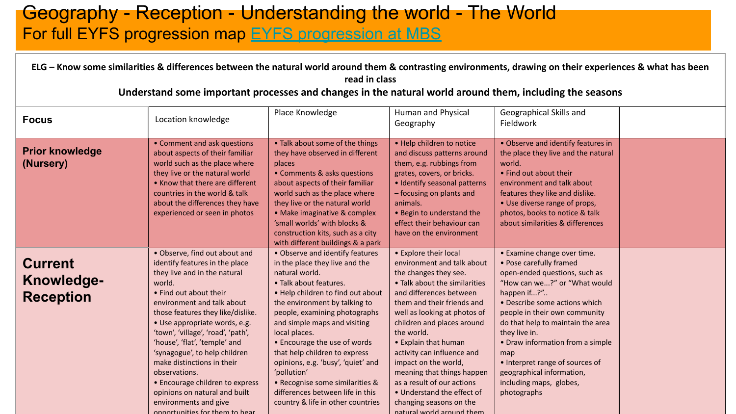# Geography - Reception - Understanding the world - The World

For full EYFS progression map [EYFS progression at MBS]

**ELG – Know some similarities & differences between the natural world around them & contrasting environments, drawing on their experiences & what has been read in class**

**Understand some important processes and changes in the natural world around them, including the seasons**

| **Focus** | Location knowledge | Place Knowledge | Human and Physical Geography | Geographical Skills and Fieldwork | |
|---|---|---|---|---|---|
| **Prior knowledge (Nursery)** | • Comment and ask questions about aspects of their familiar world such as the place where they live or the natural world<br>• Know that there are different countries in the world & talk about the differences they have experienced or seen in photos | • Talk about some of the things they have observed in different places<br>• Comments & asks questions about aspects of their familiar world such as the place where they live or the natural world<br>• Make imaginative & complex 'small worlds' with blocks & construction kits, such as a city with different buildings & a park | • Help children to notice and discuss patterns around them, e.g. rubbings from grates, covers, or bricks.<br>• Identify seasonal patterns – focusing on plants and animals.<br>• Begin to understand the effect their behaviour can have on the environment | • Observe and identify features in the place they live and the natural world.<br>• Find out about their environment and talk about features they like and dislike.<br>• Use diverse range of props, photos, books to notice & talk about similarities & differences | |
| **Current Knowledge-Reception** | • Observe, find out about and identify features in the place they live and in the natural world.<br>• Find out about their environment and talk about those features they like/dislike.<br>• Use appropriate words, e.g. 'town', 'village', 'road', 'path', 'house', 'flat', 'temple' and 'synagogue', to help children make distinctions in their observations.<br>• Encourage children to express opinions on natural and built environments and give opportunities for them to hear | • Observe and identify features in the place they live and the natural world.<br>• Talk about features.<br>• Help children to find out about the environment by talking to people, examining photographs and simple maps and visiting local places.<br>• Encourage the use of words that help children to express opinions, e.g. 'busy', 'quiet' and 'pollution'<br>• Recognise some similarities & differences between life in this country & life in other countries | • Explore their local environment and talk about the changes they see.<br>• Talk about the similarities and differences between them and their friends and well as looking at photos of children and places around the world.<br>• Explain that human activity can influence and impact on the world, meaning that things happen as a result of our actions<br>• Understand the effect of changing seasons on the natural world around them | • Examine change over time.<br>• Pose carefully framed open-ended questions, such as "How can we...?" or "What would happen if...?"..<br>• Describe some actions which people in their own community do that help to maintain the area they live in.<br>• Draw information from a simple map<br>• Interpret range of sources of geographical information, including maps, globes, photographs | |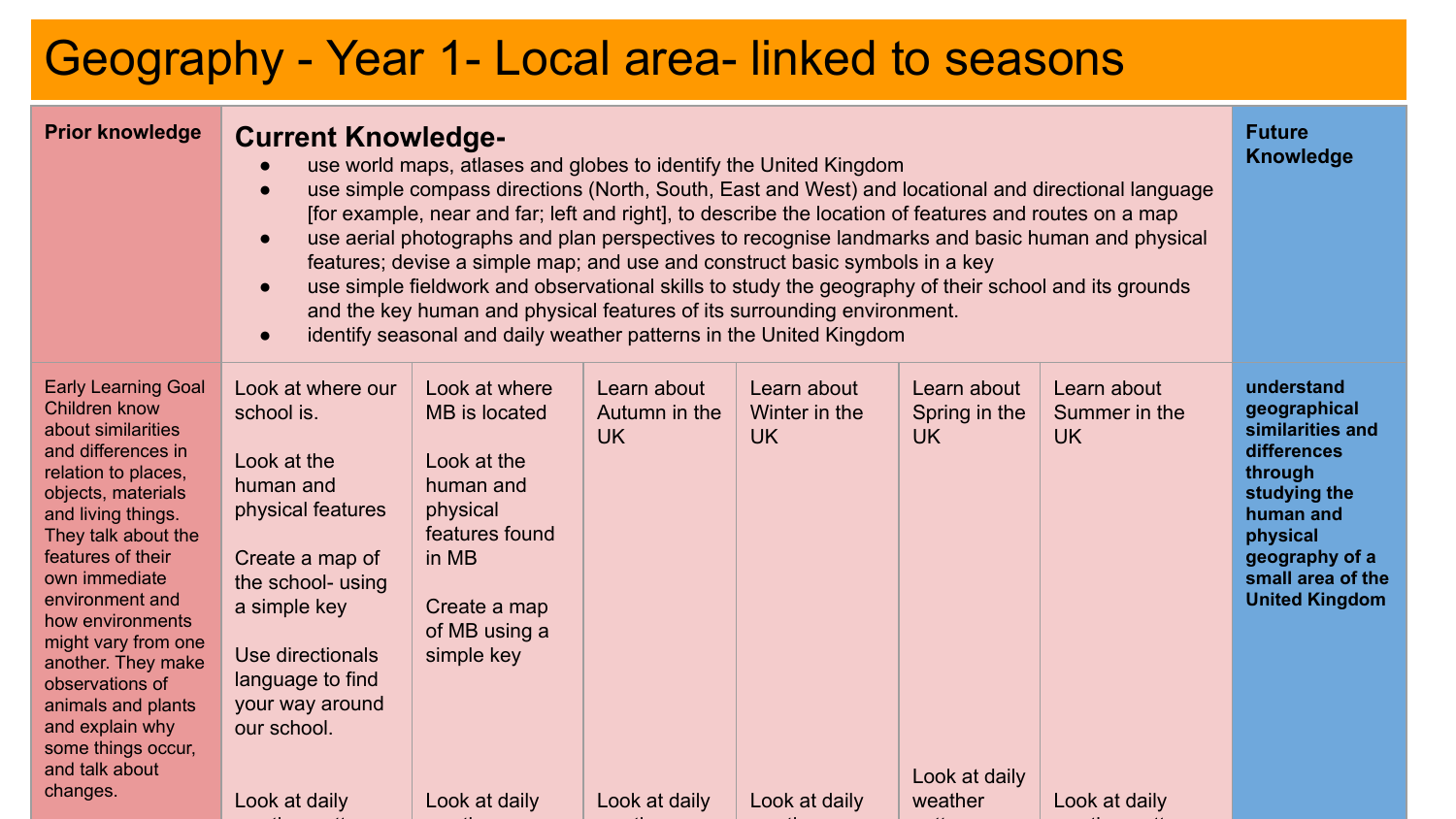# Geography - Year 1- Local area- linked to seasons

| Prior knowledge | Current Knowledge- | | | | | | Future Knowledge |
|---|---|---|---|---|---|---|---|
| | <ul><li>use world maps, atlases and globes to identify the United Kingdom</li><li>use simple compass directions (North, South, East and West) and locational and directional language [for example, near and far; left and right], to describe the location of features and routes on a map</li><li>use aerial photographs and plan perspectives to recognise landmarks and basic human and physical features; devise a simple map; and use and construct basic symbols in a key</li><li>use simple fieldwork and observational skills to study the geography of their school and its grounds and the key human and physical features of its surrounding environment.</li><li>identify seasonal and daily weather patterns in the United Kingdom</li></ul> | | | | | | |
| Early Learning Goal Children know about similarities and differences in relation to places, objects, materials and living things. They talk about the features of their own immediate environment and how environments might vary from one another. They make observations of animals and plants and explain why some things occur, and talk about changes. | Look at where our school is.<br><br>Look at the human and physical features<br><br>Create a map of the school- using a simple key<br><br>Use directionals language to find your way around our school.<br><br>Look at daily | Look at where MB is located<br><br>Look at the human and physical features found in MB<br><br>Create a map of MB using a simple key<br><br>Look at daily | Learn about Autumn in the UK<br><br>Look at daily | Learn about Winter in the UK<br><br>Look at daily | Learn about Spring in the UK<br><br>Look at daily weather | Learn about Summer in the UK<br><br>Look at daily | **understand geographical similarities and differences through studying the human and physical geography of a small area of the United Kingdom** |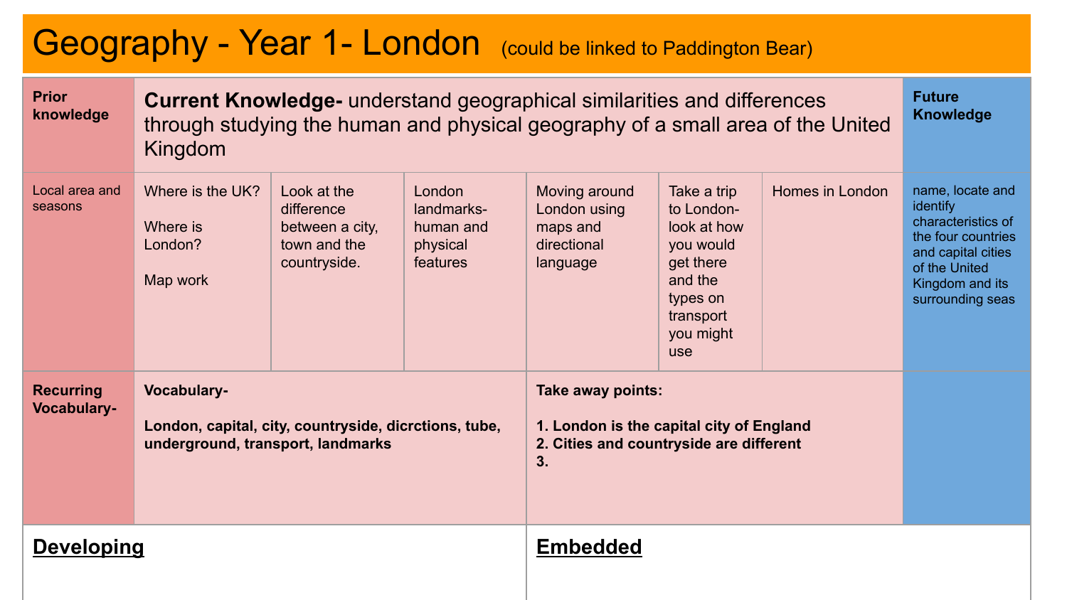# Geography - Year 1- London (could be linked to Paddington Bear)

| Prior knowledge | **Current Knowledge-** understand geographical similarities and differences through studying the human and physical geography of a small area of the United Kingdom | | | | | | Future Knowledge |
|---|---|---|---|---|---|---|---|
| Local area and seasons | Where is the UK?<br><br>Where is London?<br><br>Map work | Look at the difference between a city, town and the countryside. | London landmarks- human and physical features | Moving around London using maps and directional language | Take a trip to London- look at how you would get there and the types on transport you might use | Homes in London | name, locate and identify characteristics of the four countries and capital cities of the United Kingdom and its surrounding seas |
| **Recurring Vocabulary-** | **Vocabulary-**<br><br>**London, capital, city, countryside, dicrctions, tube, underground, transport, landmarks** | | | **Take away points:**<br><br>**1. London is the capital city of England**<br>**2. Cities and countryside are different**<br>**3.** | | | |

| **Developing** | **Embedded** |
|---|---|
| | |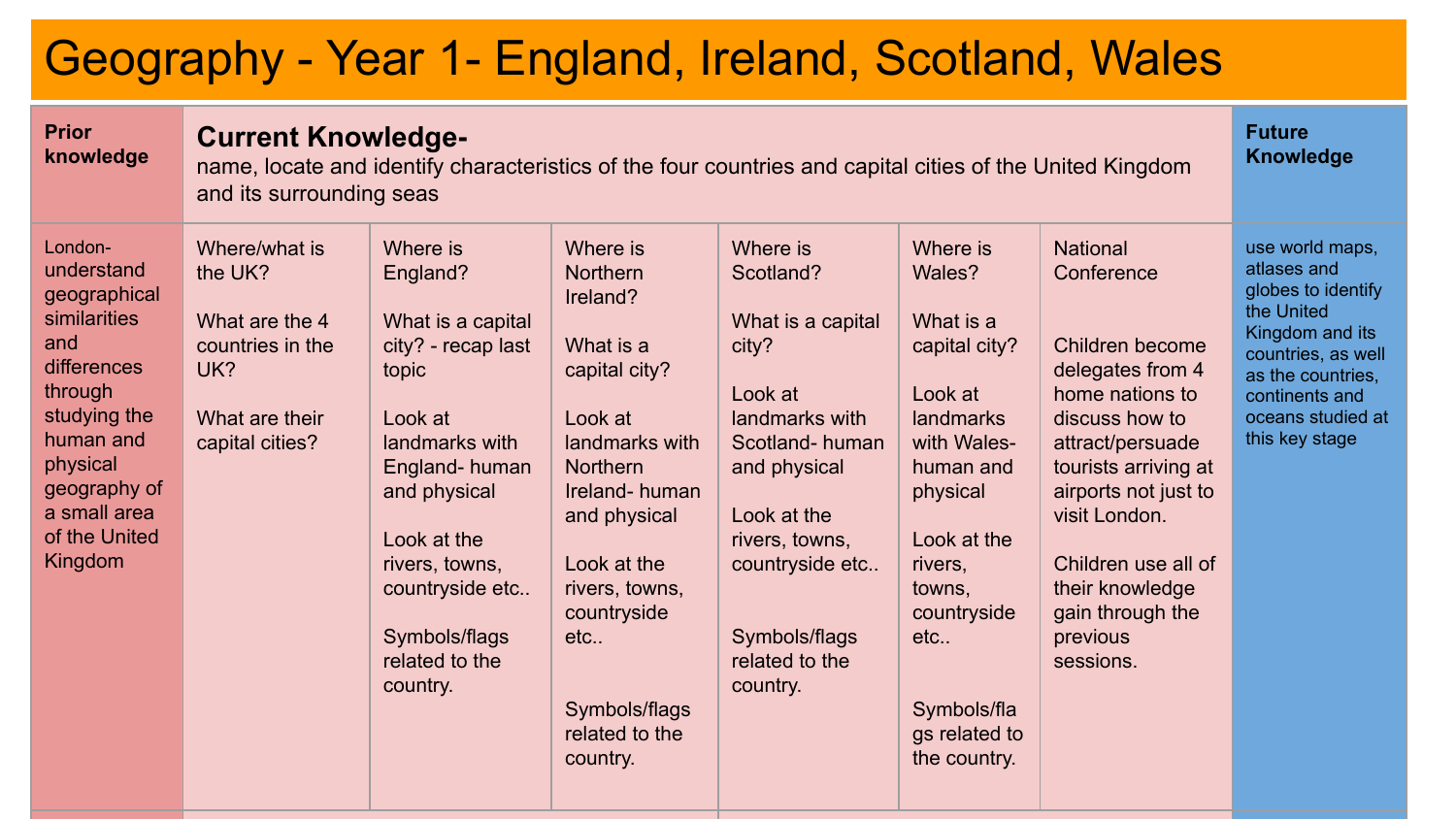# Geography - Year 1- England, Ireland, Scotland, Wales

| Prior knowledge | Current Knowledge- name, locate and identify characteristics of the four countries and capital cities of the United Kingdom and its surrounding seas | | | | | | Future Knowledge |
|---|---|---|---|---|---|---|---|
| London- understand geographical similarities and differences through studying the human and physical geography of a small area of the United Kingdom | Where/what is the UK?<br><br>What are the 4 countries in the UK?<br><br>What are their capital cities? | Where is England?<br><br>What is a capital city? - recap last topic<br><br>Look at landmarks with England- human and physical<br><br>Look at the rivers, towns, countryside etc..<br><br>Symbols/flags related to the country. | Where is Northern Ireland?<br><br>What is a capital city?<br><br>Look at landmarks with Northern Ireland- human and physical<br><br>Look at the rivers, towns, countryside etc..<br><br>Symbols/flags related to the country. | Where is Scotland?<br><br>What is a capital city?<br><br>Look at landmarks with Scotland- human and physical<br><br>Look at the rivers, towns, countryside etc..<br><br>Symbols/flags related to the country. | Where is Wales?<br><br>What is a capital city?<br><br>Look at landmarks with Wales- human and physical<br><br>Look at the rivers, towns, countryside etc..<br><br>Symbols/flags related to the country. | National Conference<br><br>Children become delegates from 4 home nations to discuss how to attract/persuade tourists arriving at airports not just to visit London.<br><br>Children use all of their knowledge gain through the previous sessions. | use world maps, atlases and globes to identify the United Kingdom and its countries, as well as the countries, continents and oceans studied at this key stage |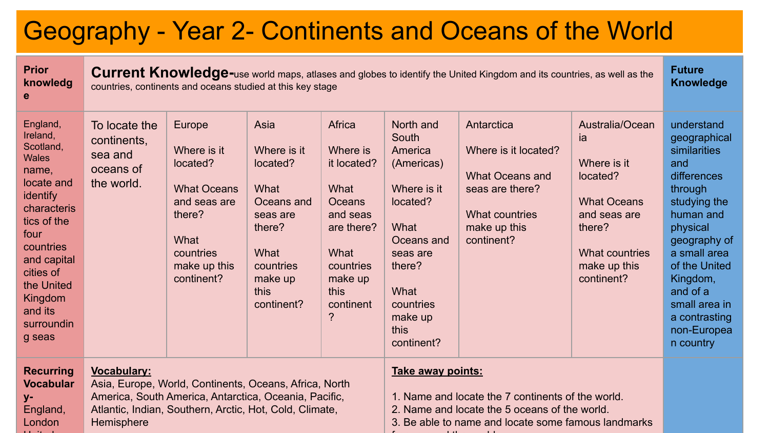# Geography - Year 2- Continents and Oceans of the World

| Prior knowledge | **Current Knowledge-** use world maps, atlases and globes to identify the United Kingdom and its countries, as well as the countries, continents and oceans studied at this key stage | | | | | | | Future Knowledge |
|---|---|---|---|---|---|---|---|---|
| England, Ireland, Scotland, Wales name, locate and identify characteristics of the four countries and capital cities of the United Kingdom and its surrounding seas | To locate the continents, sea and oceans of the world. | Europe<br><br>Where is it located?<br><br>What Oceans and seas are there?<br><br>What countries make up this continent? | Asia<br><br>Where is it located?<br><br>What Oceans and seas are there?<br><br>What countries make up this continent? | Africa<br><br>Where is it located?<br><br>What Oceans and seas are there?<br><br>What countries make up this continent? | North and South America (Americas)<br><br>Where is it located?<br><br>What Oceans and seas are there?<br><br>What countries make up this continent? | Antarctica<br><br>Where is it located?<br><br>What Oceans and seas are there?<br><br>What countries make up this continent? | Australia/Oceania<br><br>Where is it located?<br><br>What Oceans and seas are there?<br><br>What countries make up this continent? | understand geographical similarities and differences through studying the human and physical geography of a small area of the United Kingdom, and of a small area in a contrasting non-European country |
| **Recurring Vocabulary-** England, London | **Vocabulary:**<br>Asia, Europe, World, Continents, Oceans, Africa, North America, South America, Antarctica, Oceania, Pacific, Atlantic, Indian, Southern, Arctic, Hot, Cold, Climate, Hemisphere | | | | **Take away points:**<br><br>1. Name and locate the 7 continents of the world.<br>2. Name and locate the 5 oceans of the world.<br>3. Be able to name and locate some famous landmarks | | | |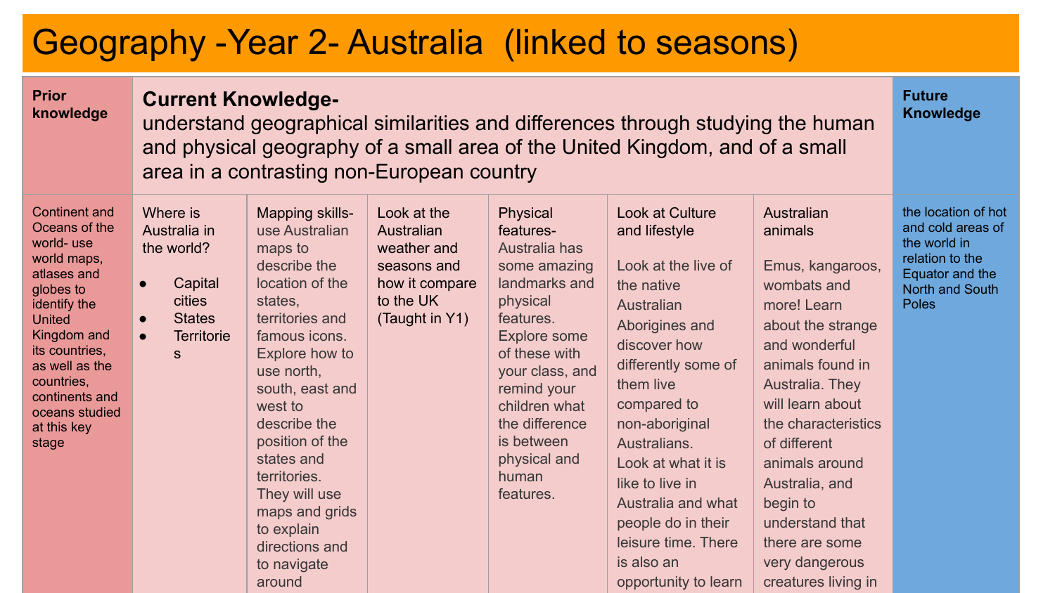# Geography -Year 2- Australia (linked to seasons)

| Prior knowledge | Current Knowledge- understand geographical similarities and differences through studying the human and physical geography of a small area of the United Kingdom, and of a small area in a contrasting non-European country | | | | | | Future Knowledge |
|---|---|---|---|---|---|---|---|
| Continent and Oceans of the world- use world maps, atlases and globes to identify the United Kingdom and its countries, as well as the countries, continents and oceans studied at this key stage | Where is Australia in the world?<br>• Capital cities<br>• States<br>• Territories | Mapping skills- use Australian maps to describe the location of the states, territories and famous icons. Explore how to use north, south, east and west to describe the position of the states and territories. They will use maps and grids to explain directions and to navigate around | Look at the Australian weather and seasons and how it compare to the UK (Taught in Y1) | Physical features- Australia has some amazing landmarks and physical features. Explore some of these with your class, and remind your children what the difference is between physical and human features. | Look at Culture and lifestyle<br><br>Look at the live of the native Australian Aborigines and discover how differently some of them live compared to non-aboriginal Australians. Look at what it is like to live in Australia and what people do in their leisure time. There is also an opportunity to learn | Australian animals<br><br>Emus, kangaroos, wombats and more! Learn about the strange and wonderful animals found in Australia. They will learn about the characteristics of different animals around Australia, and begin to understand that there are some very dangerous creatures living in | the location of hot and cold areas of the world in relation to the Equator and the North and South Poles |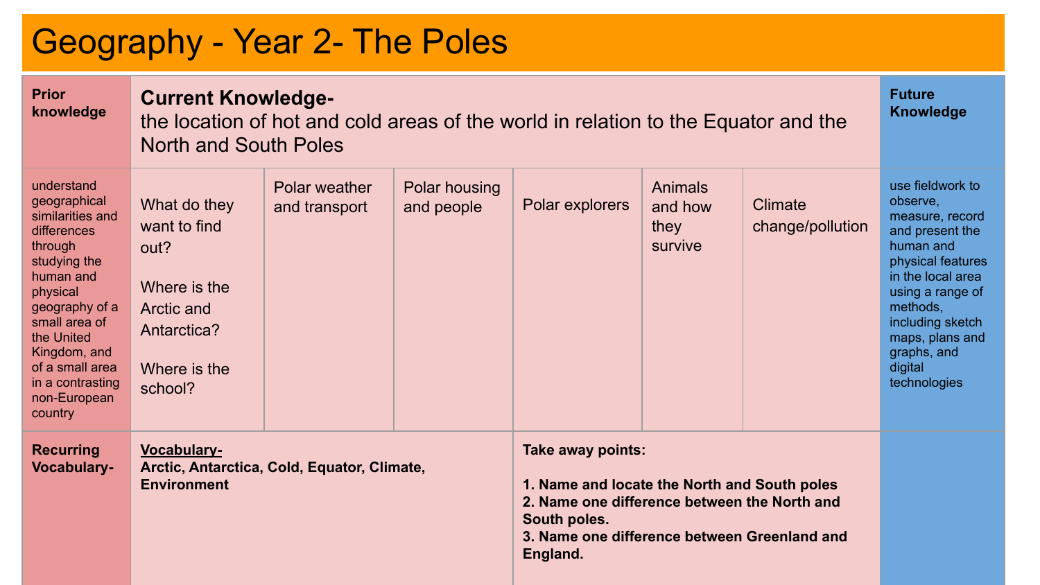# Geography - Year 2- The Poles

| Prior knowledge | Current Knowledge- the location of hot and cold areas of the world in relation to the Equator and the North and South Poles | | | | | | Future Knowledge |
|---|---|---|---|---|---|---|---|
| understand geographical similarities and differences through studying the human and physical geography of a small area of the United Kingdom, and of a small area in a contrasting non-European country | What do they want to find out? Where is the Arctic and Antarctica? Where is the school? | Polar weather and transport | Polar housing and people | Polar explorers | Animals and how they survive | Climate change/pollution | use fieldwork to observe, measure, record and present the human and physical features in the local area using a range of methods, including sketch maps, plans and graphs, and digital technologies |
| **Recurring Vocabulary-** | **Vocabulary-** **Arctic, Antarctica, Cold, Equator, Climate, Environment** | | | **Take away points:** **1. Name and locate the North and South poles** **2. Name one difference between the North and South poles.** **3. Name one difference between Greenland and England.** | | | |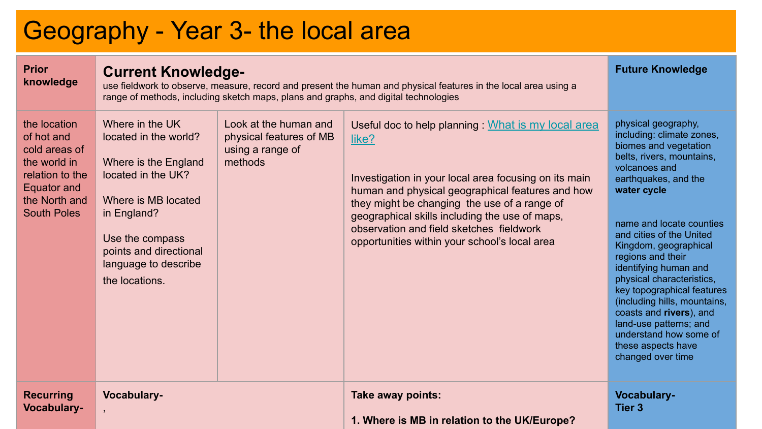# Geography - Year 3- the local area

| **Prior knowledge** | **Current Knowledge-** use fieldwork to observe, measure, record and present the human and physical features in the local area using a range of methods, including sketch maps, plans and graphs, and digital technologies | | | **Future Knowledge** |
|---|---|---|---|---|
| the location of hot and cold areas of the world in relation to the Equator and the North and South Poles | Where in the UK located in the world?<br><br>Where is the England located in the UK?<br><br>Where is MB located in England?<br><br>Use the compass points and directional language to describe the locations. | Look at the human and physical features of MB using a range of methods | Useful doc to help planning : [What is my local area like?]<br><br>Investigation in your local area focusing on its main human and physical geographical features and how they might be changing the use of a range of geographical skills including the use of maps, observation and field sketches fieldwork opportunities within your school's local area | physical geography, including: climate zones, biomes and vegetation belts, rivers, mountains, volcanoes and earthquakes, and the **water cycle**<br><br>name and locate counties and cities of the United Kingdom, geographical regions and their identifying human and physical characteristics, key topographical features (including hills, mountains, coasts and **rivers**), and land-use patterns; and understand how some of these aspects have changed over time |
| **Recurring Vocabulary-** | **Vocabulary-**<br>, | | **Take away points:**<br><br>**1. Where is MB in relation to the UK/Europe?** | **Vocabulary-**<br>**Tier 3** |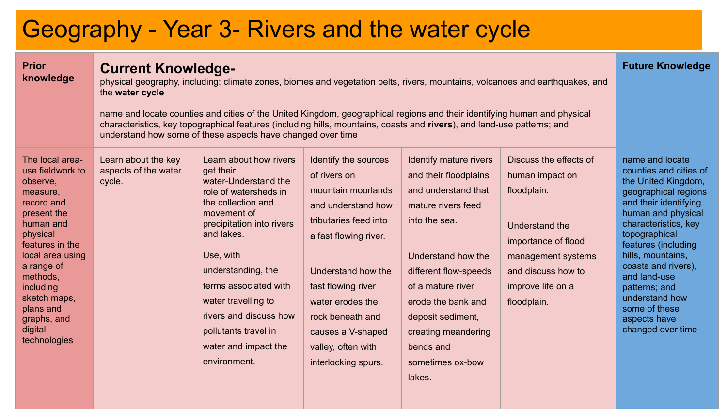# Geography - Year 3- Rivers and the water cycle

| **Prior knowledge** | **Current Knowledge-** physical geography, including: climate zones, biomes and vegetation belts, rivers, mountains, volcanoes and earthquakes, and the **water cycle**<br><br>name and locate counties and cities of the United Kingdom, geographical regions and their identifying human and physical characteristics, key topographical features (including hills, mountains, coasts and **rivers**), and land-use patterns; and understand how some of these aspects have changed over time | | | | | **Future Knowledge** |
|---|---|---|---|---|---|---|
| The local area- use fieldwork to observe, measure, record and present the human and physical features in the local area using a range of methods, including sketch maps, plans and graphs, and digital technologies | Learn about the key aspects of the water cycle. | Learn about how rivers get their water-Understand the role of watersheds in the collection and movement of precipitation into rivers and lakes.<br><br>Use, with understanding, the terms associated with water travelling to rivers and discuss how pollutants travel in water and impact the environment. | Identify the sources of rivers on mountain moorlands and understand how tributaries feed into a fast flowing river.<br><br>Understand how the fast flowing river water erodes the rock beneath and causes a V-shaped valley, often with interlocking spurs. | Identify mature rivers and their floodplains and understand that mature rivers feed into the sea.<br><br>Understand how the different flow-speeds of a mature river erode the bank and deposit sediment, creating meandering bends and sometimes ox-bow lakes. | Discuss the effects of human impact on floodplain.<br><br>Understand the importance of flood management systems and discuss how to improve life on a floodplain. | name and locate counties and cities of the United Kingdom, geographical regions and their identifying human and physical characteristics, key topographical features (including hills, mountains, coasts and rivers), and land-use patterns; and understand how some of these aspects have changed over time |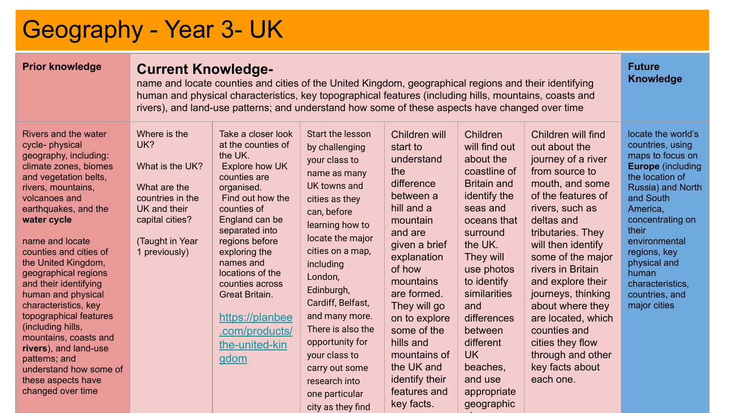# Geography - Year 3- UK

| Prior knowledge | Current Knowledge- name and locate counties and cities of the United Kingdom, geographical regions and their identifying human and physical characteristics, key topographical features (including hills, mountains, coasts and rivers), and land-use patterns; and understand how some of these aspects have changed over time | | | | | | Future Knowledge |
|---|---|---|---|---|---|---|---|
| Rivers and the water cycle- physical geography, including: climate zones, biomes and vegetation belts, rivers, mountains, volcanoes and earthquakes, and the **water cycle**<br><br>name and locate counties and cities of the United Kingdom, geographical regions and their identifying human and physical characteristics, key topographical features (including hills, mountains, coasts and **rivers**), and land-use patterns; and understand how some of these aspects have changed over time | Where is the UK?<br><br>What is the UK?<br><br>What are the countries in the UK and their capital cities?<br><br>(Taught in Year 1 previously) | Take a closer look at the counties of the UK. Explore how UK counties are organised. Find out how the counties of England can be separated into regions before exploring the names and locations of the counties across Great Britain.<br><br>https://planbee.com/products/the-united-kingdom | Start the lesson by challenging your class to name as many UK towns and cities as they can, before learning how to locate the major cities on a map, including London, Edinburgh, Cardiff, Belfast, and many more. There is also the opportunity for your class to carry out some research into one particular city as they find | Children will start to understand the difference between a hill and a mountain and are given a brief explanation of how mountains are formed. They will go on to explore some of the hills and mountains of the UK and identify their features and key facts. | Children will find out about the coastline of Britain and identify the seas and oceans that surround the UK. They will use photos to identify similarities and differences between different UK beaches, and use appropriate geographic | Children will find out about the journey of a river from source to mouth, and some of the features of rivers, such as deltas and tributaries. They will then identify some of the major rivers in Britain and explore their journeys, thinking about where they are located, which counties and cities they flow through and other key facts about each one. | locate the world's countries, using maps to focus on **Europe** (including the location of Russia) and North and South America, concentrating on their environmental regions, key physical and human characteristics, countries, and major cities |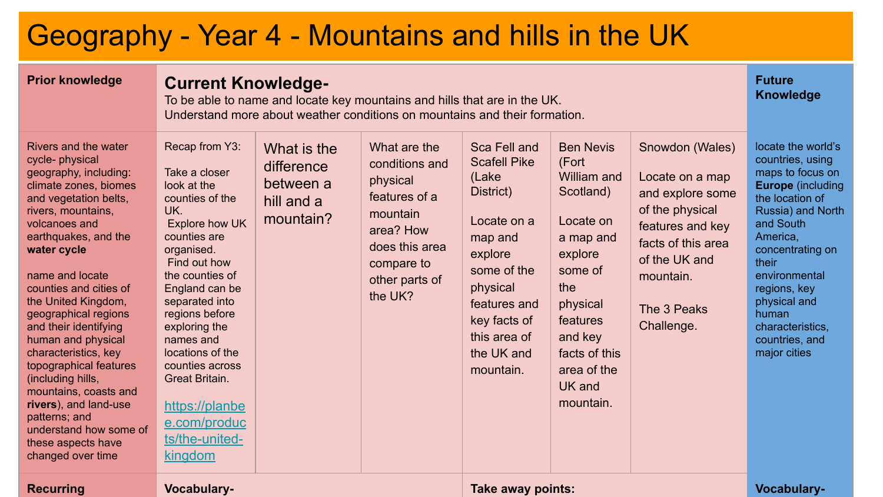# Geography - Year 4 - Mountains and hills in the UK

| Prior knowledge | Current Knowledge- To be able to name and locate key mountains and hills that are in the UK. Understand more about weather conditions on mountains and their formation. | | | | | | Future Knowledge |
|---|---|---|---|---|---|---|---|
| Rivers and the water cycle- physical geography, including: climate zones, biomes and vegetation belts, rivers, mountains, volcanoes and earthquakes, and the **water cycle**<br><br>name and locate counties and cities of the United Kingdom, geographical regions and their identifying human and physical characteristics, key topographical features (including hills, mountains, coasts and **rivers**), and land-use patterns; and understand how some of these aspects have changed over time | Recap from Y3:<br><br>Take a closer look at the counties of the UK. Explore how UK counties are organised. Find out how the counties of England can be separated into regions before exploring the names and locations of the counties across Great Britain.<br><br>https://planbee.com/products/the-united-kingdom | What is the difference between a hill and a mountain? | What are the conditions and physical features of a mountain area? How does this area compare to other parts of the UK? | Sca Fell and Scafell Pike (Lake District)<br><br>Locate on a map and explore some of the physical features and key facts of this area of the UK and mountain. | Ben Nevis (Fort William and Scotland)<br><br>Locate on a map and explore some of the physical features and key facts of this area of the UK and mountain. | Snowdon (Wales)<br><br>Locate on a map and explore some of the physical features and key facts of this area of the UK and mountain.<br><br>The 3 Peaks Challenge. | locate the world's countries, using maps to focus on **Europe** (including the location of Russia) and North and South America, concentrating on their environmental regions, key physical and human characteristics, countries, and major cities |
| Recurring | Vocabulary- | | | Take away points: | | | Vocabulary- |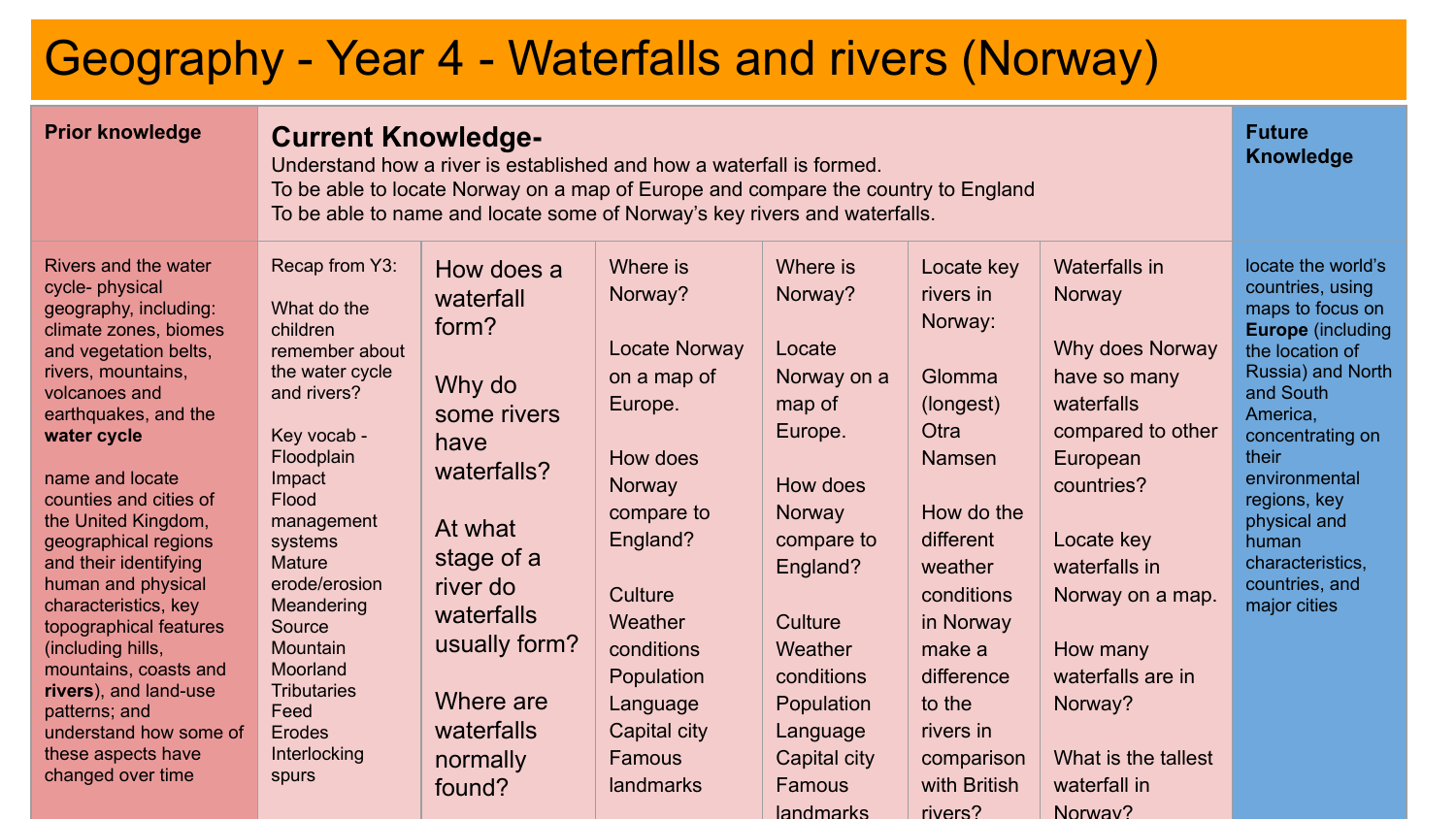# Geography - Year 4 - Waterfalls and rivers (Norway)

| Prior knowledge | Current Knowledge- Understand how a river is established and how a waterfall is formed. To be able to locate Norway on a map of Europe and compare the country to England To be able to name and locate some of Norway's key rivers and waterfalls. | | | | | | Future Knowledge |
|---|---|---|---|---|---|---|---|
| Rivers and the water cycle- physical geography, including: climate zones, biomes and vegetation belts, rivers, mountains, volcanoes and earthquakes, and the **water cycle**<br><br>name and locate counties and cities of the United Kingdom, geographical regions and their identifying human and physical characteristics, key topographical features (including hills, mountains, coasts and **rivers**), and land-use patterns; and understand how some of these aspects have changed over time | Recap from Y3:<br><br>What do the children remember about the water cycle and rivers?<br><br>Key vocab - Floodplain Impact Flood management systems Mature erode/erosion Meandering Source Mountain Moorland Tributaries Feed Erodes Interlocking spurs | How does a waterfall form?<br><br>Why do some rivers have waterfalls?<br><br>At what stage of a river do waterfalls usually form?<br><br>Where are waterfalls normally found? | Where is Norway?<br><br>Locate Norway on a map of Europe.<br><br>How does Norway compare to England?<br><br>Culture Weather conditions Population Language Capital city Famous landmarks | Where is Norway?<br><br>Locate Norway on a map of Europe.<br><br>How does Norway compare to England?<br><br>Culture Weather conditions Population Language Capital city Famous landmarks | Locate key rivers in Norway:<br><br>Glomma (longest) Otra Namsen<br><br>How do the different weather conditions in Norway make a difference to the rivers in comparison with British rivers? | Waterfalls in Norway<br><br>Why does Norway have so many waterfalls compared to other European countries?<br><br>Locate key waterfalls in Norway on a map.<br><br>How many waterfalls are in Norway?<br><br>What is the tallest waterfall in Norway? | locate the world's countries, using maps to focus on **Europe** (including the location of Russia) and North and South America, concentrating on their environmental regions, key physical and human characteristics, countries, and major cities |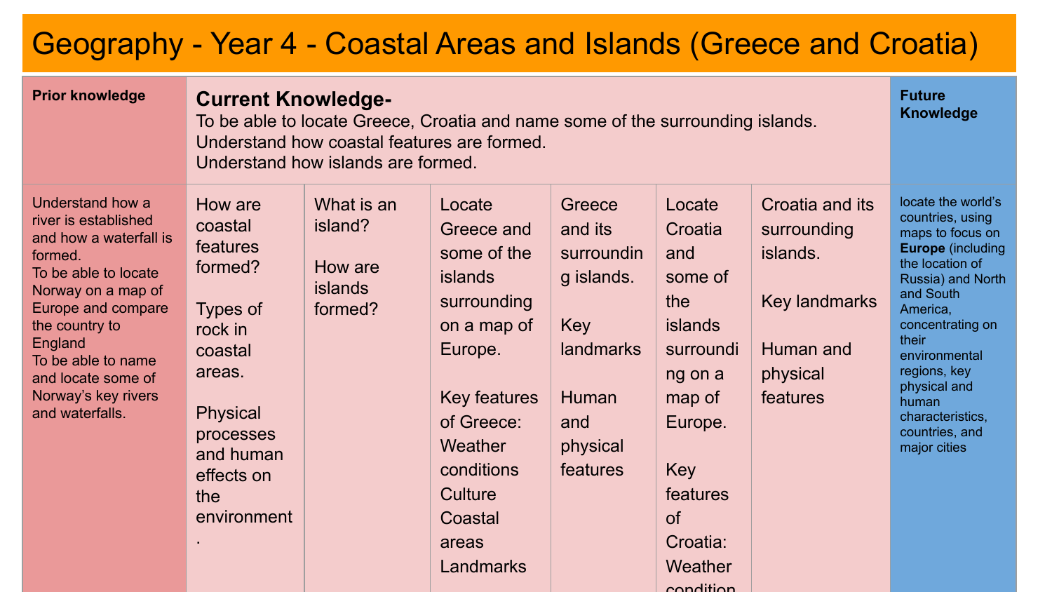# Geography - Year 4 - Coastal Areas and Islands (Greece and Croatia)

| Prior knowledge | Current Knowledge- To be able to locate Greece, Croatia and name some of the surrounding islands. Understand how coastal features are formed. Understand how islands are formed. | | | | | | Future Knowledge |
|---|---|---|---|---|---|---|---|
| Understand how a river is established and how a waterfall is formed.<br>To be able to locate Norway on a map of Europe and compare the country to England<br>To be able to name and locate some of Norway's key rivers and waterfalls. | How are coastal features formed?<br><br>Types of rock in coastal areas.<br><br>Physical processes and human effects on the environment. | What is an island?<br><br>How are islands formed? | Locate Greece and some of the islands surrounding on a map of Europe.<br><br>Key features of Greece: Weather conditions Culture Coastal areas Landmarks | Greece and its surrounding islands.<br><br>Key landmarks<br><br>Human and physical features | Locate Croatia and some of the islands surrounding on a map of Europe.<br><br>Key features of Croatia: Weather condition | Croatia and its surrounding islands.<br><br>Key landmarks<br><br>Human and physical features | locate the world's countries, using maps to focus on **Europe** (including the location of Russia) and North and South America, concentrating on their environmental regions, key physical and human characteristics, countries, and major cities |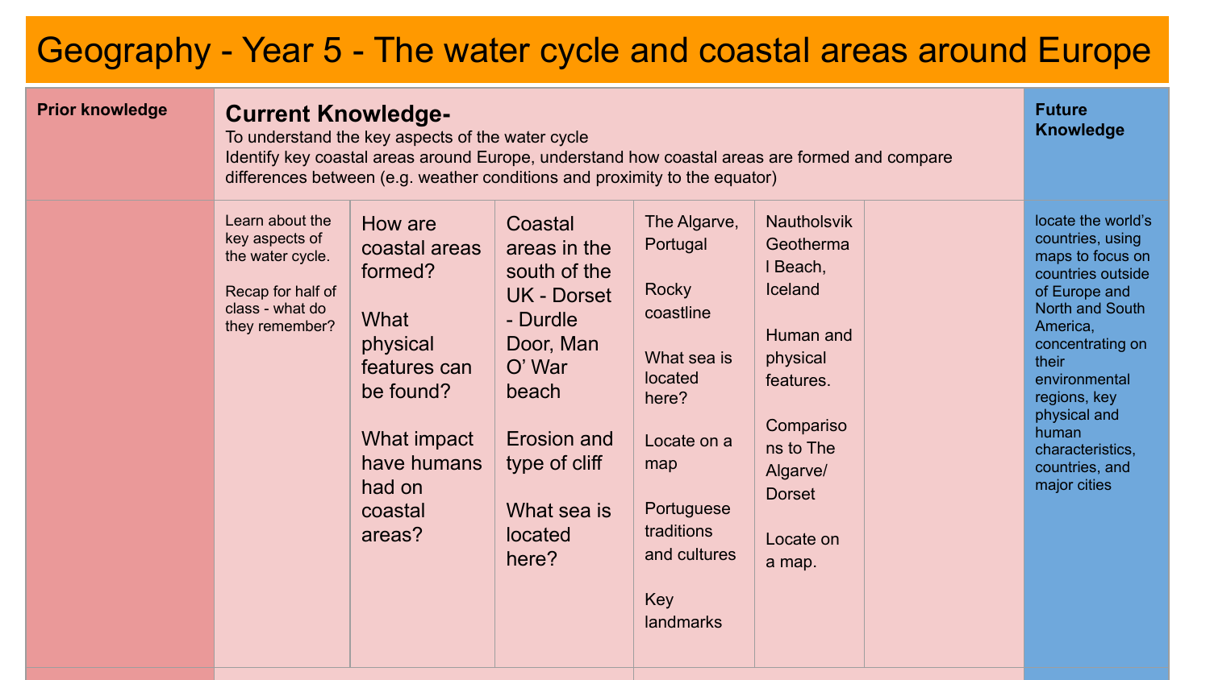# Geography - Year 5 - The water cycle and coastal areas around Europe

| Prior knowledge | Current Knowledge- To understand the key aspects of the water cycle Identify key coastal areas around Europe, understand how coastal areas are formed and compare differences between (e.g. weather conditions and proximity to the equator) | | | | | | Future Knowledge |
|---|---|---|---|---|---|---|---|
| | Learn about the key aspects of the water cycle.<br><br>Recap for half of class - what do they remember? | How are coastal areas formed?<br><br>What physical features can be found?<br><br>What impact have humans had on coastal areas? | Coastal areas in the south of the UK - Dorset - Durdle Door, Man O' War beach<br><br>Erosion and type of cliff<br><br>What sea is located here? | The Algarve, Portugal<br><br>Rocky coastline<br><br>What sea is located here?<br><br>Locate on a map<br><br>Portuguese traditions and cultures<br><br>Key landmarks | Nautholsvik Geothermal Beach, Iceland<br><br>Human and physical features.<br><br>Comparisons to The Algarve/ Dorset<br><br>Locate on a map. | | locate the world's countries, using maps to focus on countries outside of Europe and North and South America, concentrating on their environmental regions, key physical and human characteristics, countries, and major cities |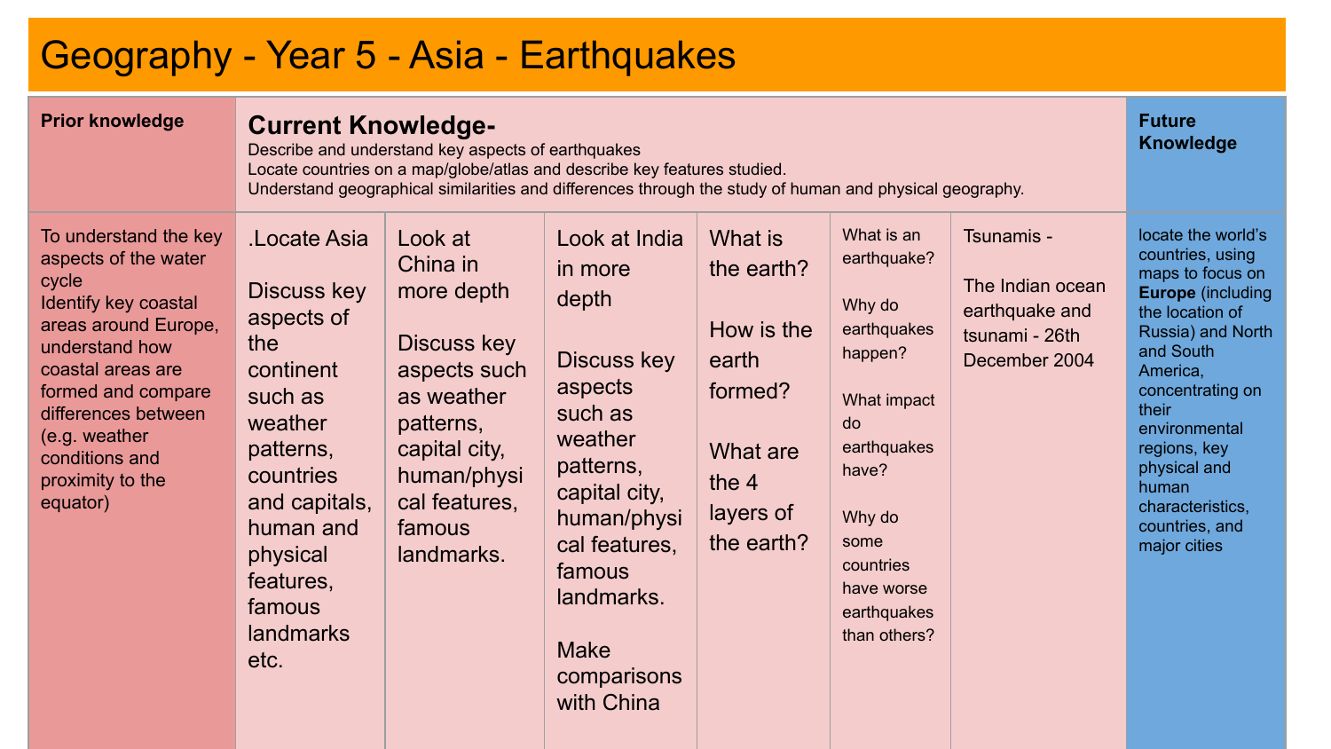# Geography - Year 5 - Asia - Earthquakes

| **Prior knowledge** | **Current Knowledge-** Describe and understand key aspects of earthquakes. Locate countries on a map/globe/atlas and describe key features studied. Understand geographical similarities and differences through the study of human and physical geography. | | | | | | **Future Knowledge** |
|---|---|---|---|---|---|---|---|
| To understand the key aspects of the water cycle. Identify key coastal areas around Europe, understand how coastal areas are formed and compare differences between (e.g. weather conditions and proximity to the equator) | .Locate Asia<br><br>Discuss key aspects of the continent such as weather patterns, countries and capitals, human and physical features, famous landmarks etc. | Look at China in more depth<br><br>Discuss key aspects such as weather patterns, capital city, human/physical features, famous landmarks. | Look at India in more depth<br><br>Discuss key aspects such as weather patterns, capital city, human/physical features, famous landmarks.<br><br>Make comparisons with China | What is the earth?<br><br>How is the earth formed?<br><br>What are the 4 layers of the earth? | What is an earthquake?<br><br>Why do earthquakes happen?<br><br>What impact do earthquakes have?<br><br>Why do some countries have worse earthquakes than others? | Tsunamis -<br><br>The Indian ocean earthquake and tsunami - 26th December 2004 | locate the world's countries, using maps to focus on **Europe** (including the location of Russia) and North and South America, concentrating on their environmental regions, key physical and human characteristics, countries, and major cities |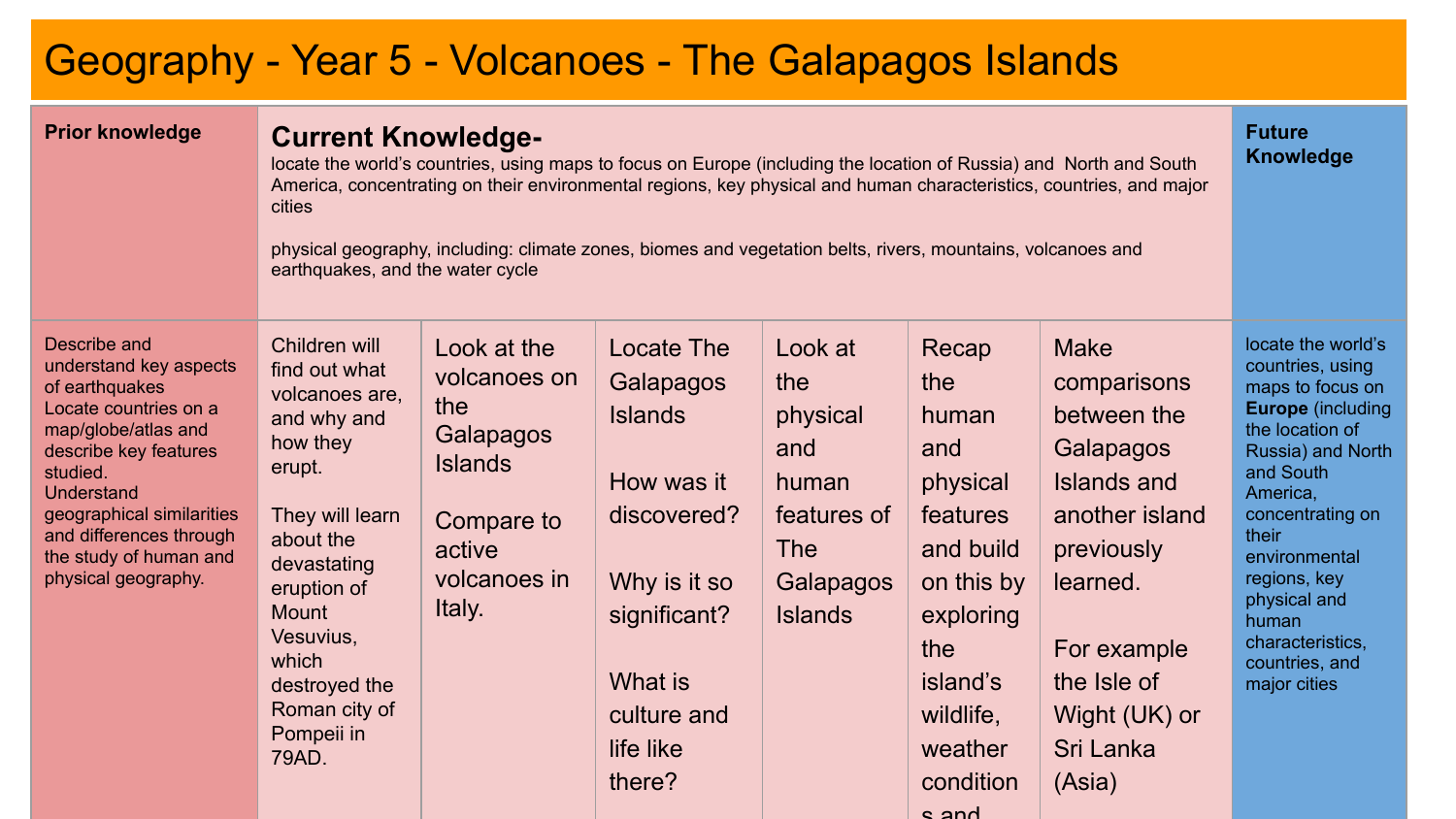# Geography - Year 5 - Volcanoes - The Galapagos Islands

| Prior knowledge | Current Knowledge- locate the world's countries, using maps to focus on Europe (including the location of Russia) and North and South America, concentrating on their environmental regions, key physical and human characteristics, countries, and major cities<br><br>physical geography, including: climate zones, biomes and vegetation belts, rivers, mountains, volcanoes and earthquakes, and the water cycle | | | | | | Future Knowledge |
|---|---|---|---|---|---|---|---|
| Describe and understand key aspects of earthquakes<br>Locate countries on a map/globe/atlas and describe key features studied.<br>Understand geographical similarities and differences through the study of human and physical geography. | Children will find out what volcanoes are, and why and how they erupt.<br><br>They will learn about the devastating eruption of Mount Vesuvius, which destroyed the Roman city of Pompeii in 79AD. | Look at the volcanoes on the Galapagos Islands<br><br>Compare to active volcanoes in Italy. | Locate The Galapagos Islands<br><br>How was it discovered?<br><br>Why is it so significant?<br><br>What is culture and life like there? | Look at the physical and human features of The Galapagos Islands | Recap the human and physical features and build on this by exploring the island's wildlife, weather condition s and | Make comparisons between the Galapagos Islands and another island previously learned.<br><br>For example the Isle of Wight (UK) or Sri Lanka (Asia) | locate the world's countries, using maps to focus on **Europe** (including the location of Russia) and North and South America, concentrating on their environmental regions, key physical and human characteristics, countries, and major cities |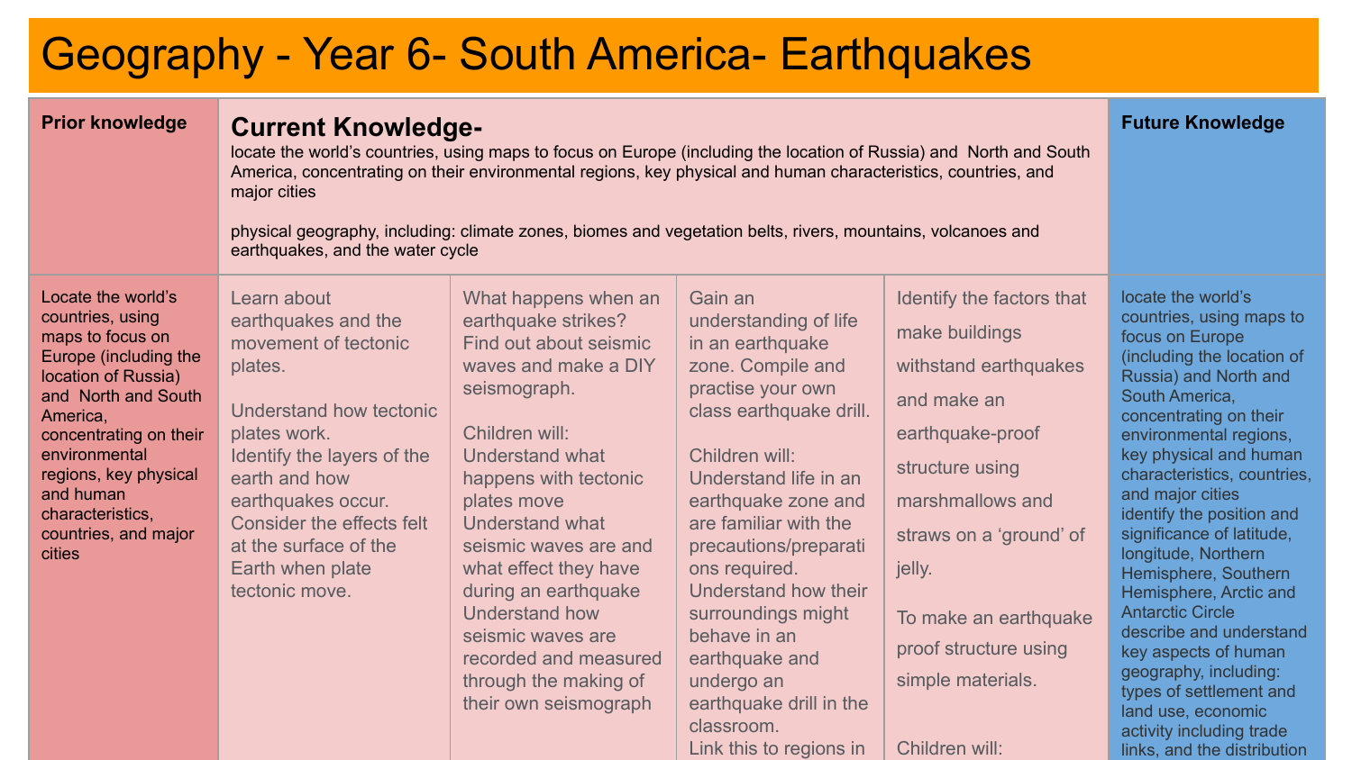# Geography - Year 6- South America- Earthquakes

| Prior knowledge | Current Knowledge- locate the world's countries, using maps to focus on Europe (including the location of Russia) and North and South America, concentrating on their environmental regions, key physical and human characteristics, countries, and major cities<br><br>physical geography, including: climate zones, biomes and vegetation belts, rivers, mountains, volcanoes and earthquakes, and the water cycle | | | | Future Knowledge |
|---|---|---|---|---|---|
| Locate the world's countries, using maps to focus on Europe (including the location of Russia) and North and South America, concentrating on their environmental regions, key physical and human characteristics, countries, and major cities | Learn about earthquakes and the movement of tectonic plates.<br><br>Understand how tectonic plates work.<br>Identify the layers of the earth and how earthquakes occur.<br>Consider the effects felt at the surface of the Earth when plate tectonic move. | What happens when an earthquake strikes? Find out about seismic waves and make a DIY seismograph.<br><br>Children will:<br>Understand what happens with tectonic plates move<br>Understand what seismic waves are and what effect they have during an earthquake<br>Understand how seismic waves are recorded and measured through the making of their own seismograph | Gain an understanding of life in an earthquake zone. Compile and practise your own class earthquake drill.<br><br>Children will:<br>Understand life in an earthquake zone and are familiar with the precautions/preparations required.<br>Understand how their surroundings might behave in an earthquake and undergo an earthquake drill in the classroom.<br>Link this to regions in | Identify the factors that make buildings withstand earthquakes and make an earthquake-proof structure using marshmallows and straws on a 'ground' of jelly.<br><br>To make an earthquake proof structure using simple materials.<br><br>Children will: | locate the world's countries, using maps to focus on Europe (including the location of Russia) and North and South America, concentrating on their environmental regions, key physical and human characteristics, countries, and major cities<br>identify the position and significance of latitude, longitude, Northern Hemisphere, Southern Hemisphere, Arctic and Antarctic Circle<br>describe and understand key aspects of human geography, including: types of settlement and land use, economic activity including trade links, and the distribution |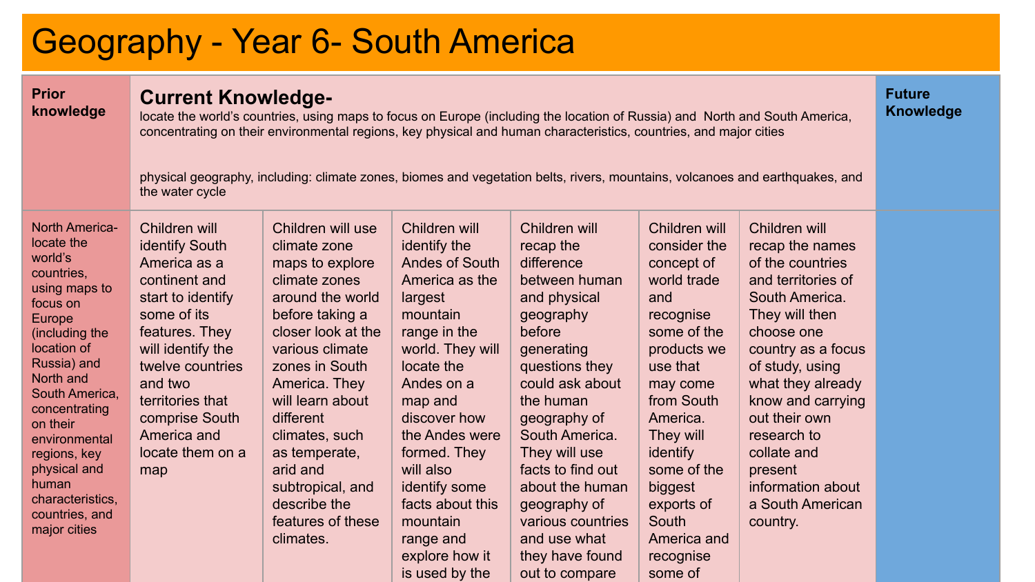# Geography - Year 6- South America

| Prior knowledge | Current Knowledge- locate the world's countries, using maps to focus on Europe (including the location of Russia) and North and South America, concentrating on their environmental regions, key physical and human characteristics, countries, and major cities<br><br>physical geography, including: climate zones, biomes and vegetation belts, rivers, mountains, volcanoes and earthquakes, and the water cycle | | | | | | Future Knowledge |
|---|---|---|---|---|---|---|---|
| North America- locate the world's countries, using maps to focus on Europe (including the location of Russia) and North and South America, concentrating on their environmental regions, key physical and human characteristics, countries, and major cities | Children will identify South America as a continent and start to identify some of its features. They will identify the twelve countries and two territories that comprise South America and locate them on a map | Children will use climate zone maps to explore climate zones around the world before taking a closer look at the various climate zones in South America. They will learn about different climates, such as temperate, arid and subtropical, and describe the features of these climates. | Children will identify the Andes of South America as the largest mountain range in the world. They will locate the Andes on a map and discover how the Andes were formed. They will also identify some facts about this mountain range and explore how it is used by the | Children will recap the difference between human and physical geography before generating questions they could ask about the human geography of South America. They will use facts to find out about the human geography of various countries and use what they have found out to compare | Children will consider the concept of world trade and recognise some of the products we use that may come from South America. They will identify some of the biggest exports of South America and recognise some of | Children will recap the names of the countries and territories of South America. They will then choose one country as a focus of study, using what they already know and carrying out their own research to collate and present information about a South American country. | |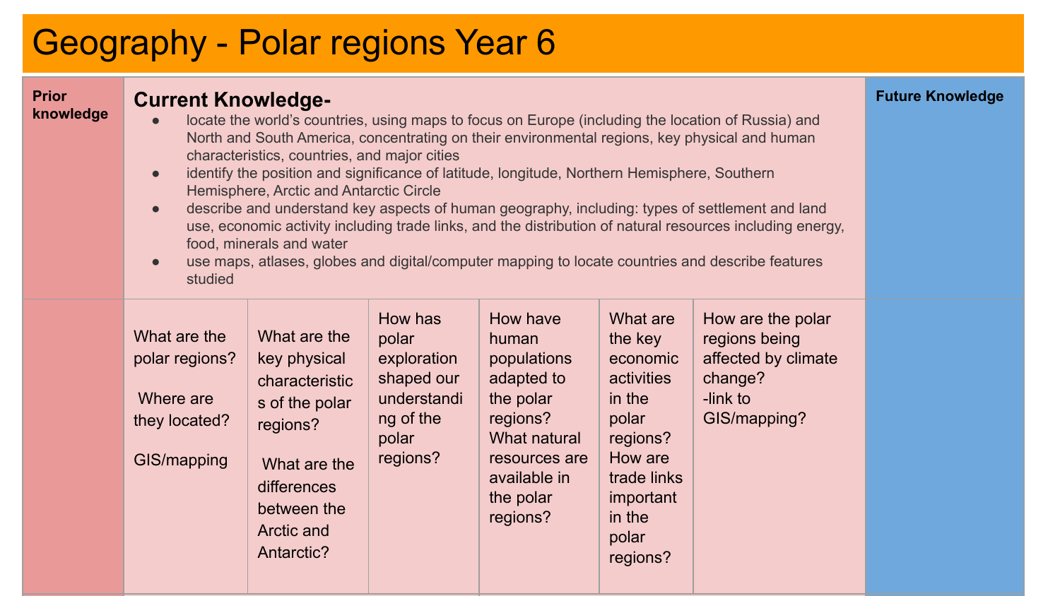# Geography - Polar regions Year 6

| Prior knowledge | Current Knowledge- | | | | | | Future Knowledge |
|---|---|---|---|---|---|---|---|
| | • locate the world's countries, using maps to focus on Europe (including the location of Russia) and North and South America, concentrating on their environmental regions, key physical and human characteristics, countries, and major cities<br>• identify the position and significance of latitude, longitude, Northern Hemisphere, Southern Hemisphere, Arctic and Antarctic Circle<br>• describe and understand key aspects of human geography, including: types of settlement and land use, economic activity including trade links, and the distribution of natural resources including energy, food, minerals and water<br>• use maps, atlases, globes and digital/computer mapping to locate countries and describe features studied | | | | | | |
| | What are the polar regions?<br><br>Where are they located?<br><br>GIS/mapping | What are the key physical characteristics of the polar regions?<br><br>What are the differences between the Arctic and Antarctic? | How has polar exploration shaped our understanding of the polar regions? | How have human populations adapted to the polar regions? What natural resources are available in the polar regions? | What are the key economic activities in the polar regions? How are trade links important in the polar regions? | How are the polar regions being affected by climate change?<br>-link to GIS/mapping? | |